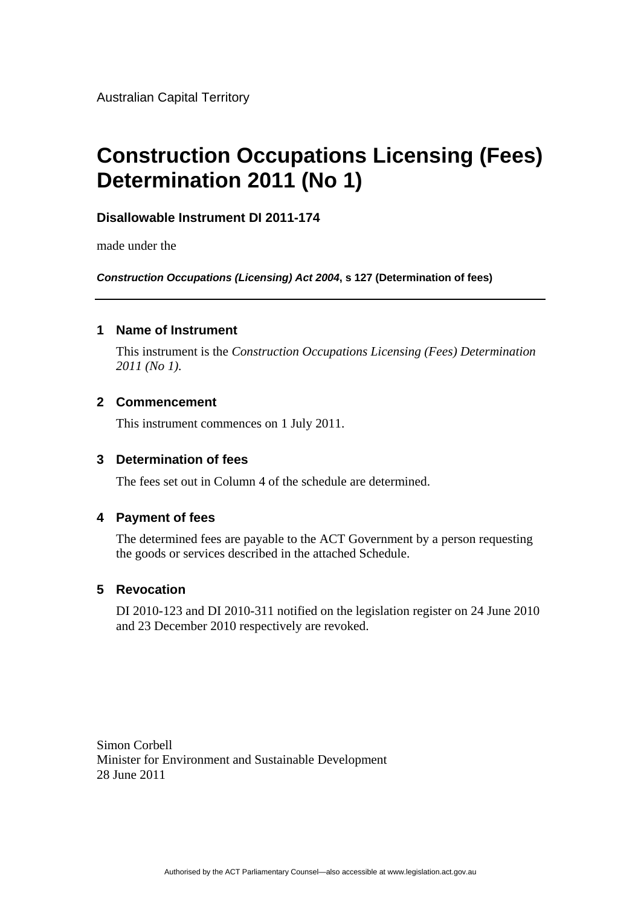Australian Capital Territory

# Construction Occupations Licensing (Fees) Determination 2011 (No 1)

**Disallowable Instrument DI 2011-174**

made under the

***Construction Occupations (Licensing) Act 2004*, s 127 (Determination of fees)**

---

## 1 Name of Instrument

This instrument is the *Construction Occupations Licensing (Fees) Determination 2011 (No 1).*

## 2 Commencement

This instrument commences on 1 July 2011.

## 3 Determination of fees

The fees set out in Column 4 of the schedule are determined.

## 4 Payment of fees

The determined fees are payable to the ACT Government by a person requesting the goods or services described in the attached Schedule.

## 5 Revocation

DI 2010-123 and DI 2010-311 notified on the legislation register on 24 June 2010 and 23 December 2010 respectively are revoked.

Simon Corbell
Minister for Environment and Sustainable Development
28 June 2011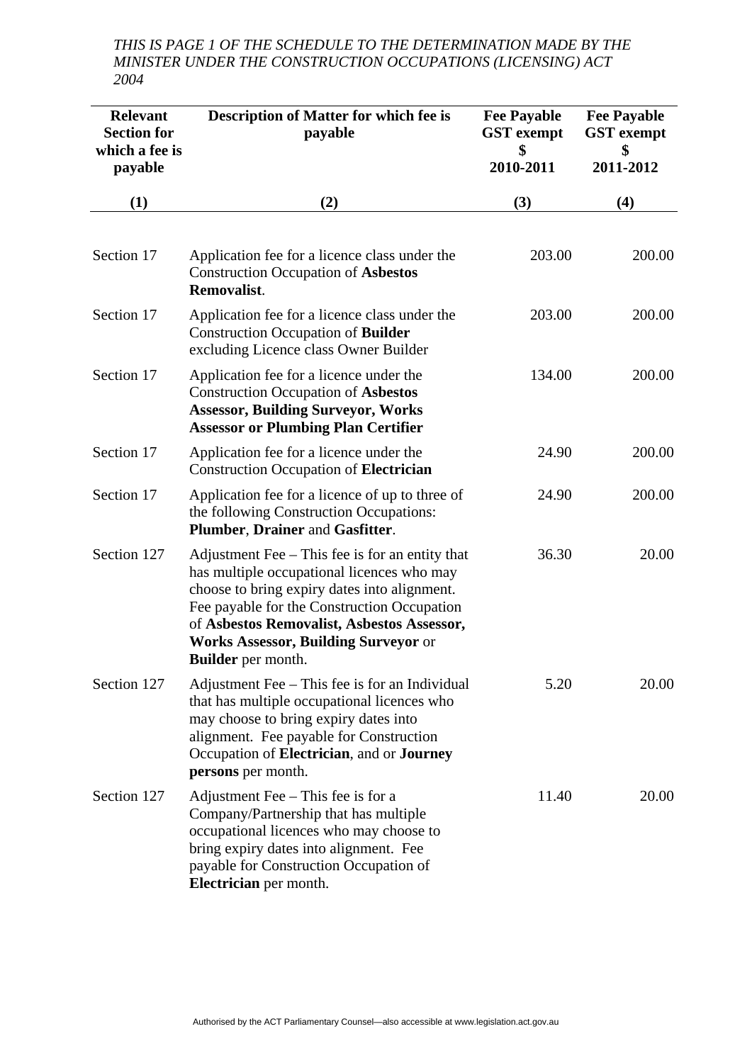*THIS IS PAGE 1 OF THE SCHEDULE TO THE DETERMINATION MADE BY THE MINISTER UNDER THE CONSTRUCTION OCCUPATIONS (LICENSING) ACT 2004*

| **Relevant Section for which a fee is payable** | **Description of Matter for which fee is payable** | **Fee Payable GST exempt $ 2010-2011** | **Fee Payable GST exempt $ 2011-2012** |
|---|---|---|---|
| **(1)** | **(2)** | **(3)** | **(4)** |
| Section 17 | Application fee for a licence class under the Construction Occupation of **Asbestos Removalist**. | 203.00 | 200.00 |
| Section 17 | Application fee for a licence class under the Construction Occupation of **Builder** excluding Licence class Owner Builder | 203.00 | 200.00 |
| Section 17 | Application fee for a licence under the Construction Occupation of **Asbestos Assessor, Building Surveyor, Works Assessor or Plumbing Plan Certifier** | 134.00 | 200.00 |
| Section 17 | Application fee for a licence under the Construction Occupation of **Electrician** | 24.90 | 200.00 |
| Section 17 | Application fee for a licence of up to three of the following Construction Occupations: **Plumber**, **Drainer** and **Gasfitter**. | 24.90 | 200.00 |
| Section 127 | Adjustment Fee – This fee is for an entity that has multiple occupational licences who may choose to bring expiry dates into alignment. Fee payable for the Construction Occupation of **Asbestos Removalist, Asbestos Assessor, Works Assessor, Building Surveyor** or **Builder** per month. | 36.30 | 20.00 |
| Section 127 | Adjustment Fee – This fee is for an Individual that has multiple occupational licences who may choose to bring expiry dates into alignment. Fee payable for Construction Occupation of **Electrician**, and or **Journey persons** per month. | 5.20 | 20.00 |
| Section 127 | Adjustment Fee – This fee is for a Company/Partnership that has multiple occupational licences who may choose to bring expiry dates into alignment. Fee payable for Construction Occupation of **Electrician** per month. | 11.40 | 20.00 |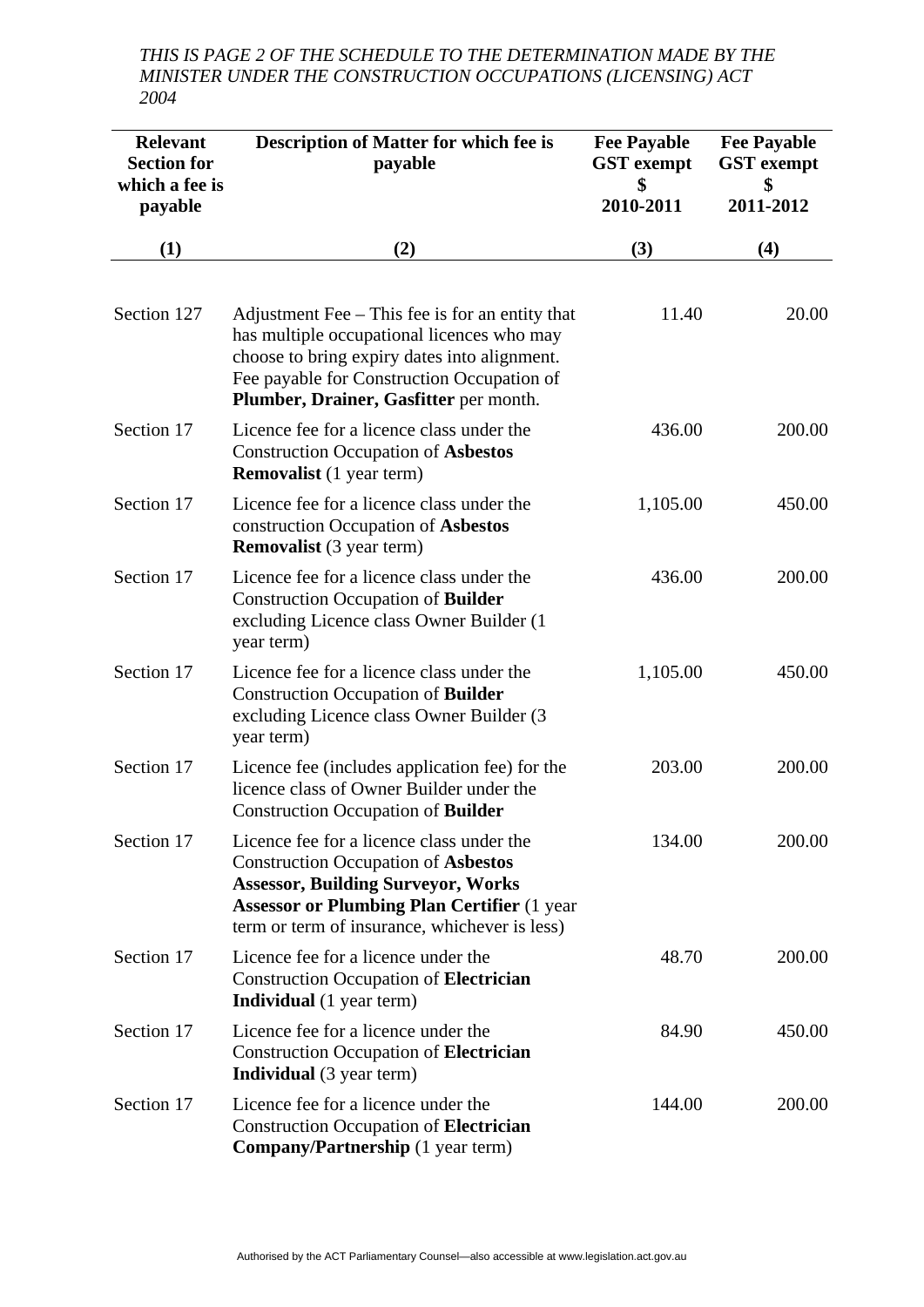*THIS IS PAGE 2 OF THE SCHEDULE TO THE DETERMINATION MADE BY THE MINISTER UNDER THE CONSTRUCTION OCCUPATIONS (LICENSING) ACT 2004*

| Relevant Section for which a fee is payable | Description of Matter for which fee is payable | Fee Payable GST exempt $ 2010-2011 | Fee Payable GST exempt $ 2011-2012 |
|---|---|---|---|
| (1) | (2) | (3) | (4) |
| Section 127 | Adjustment Fee – This fee is for an entity that has multiple occupational licences who may choose to bring expiry dates into alignment. Fee payable for Construction Occupation of **Plumber, Drainer, Gasfitter** per month. | 11.40 | 20.00 |
| Section 17 | Licence fee for a licence class under the Construction Occupation of **Asbestos Removalist** (1 year term) | 436.00 | 200.00 |
| Section 17 | Licence fee for a licence class under the construction Occupation of **Asbestos Removalist** (3 year term) | 1,105.00 | 450.00 |
| Section 17 | Licence fee for a licence class under the Construction Occupation of **Builder** excluding Licence class Owner Builder (1 year term) | 436.00 | 200.00 |
| Section 17 | Licence fee for a licence class under the Construction Occupation of **Builder** excluding Licence class Owner Builder (3 year term) | 1,105.00 | 450.00 |
| Section 17 | Licence fee (includes application fee) for the licence class of Owner Builder under the Construction Occupation of **Builder** | 203.00 | 200.00 |
| Section 17 | Licence fee for a licence class under the Construction Occupation of **Asbestos Assessor, Building Surveyor, Works Assessor or Plumbing Plan Certifier** (1 year term or term of insurance, whichever is less) | 134.00 | 200.00 |
| Section 17 | Licence fee for a licence under the Construction Occupation of **Electrician Individual** (1 year term) | 48.70 | 200.00 |
| Section 17 | Licence fee for a licence under the Construction Occupation of **Electrician Individual** (3 year term) | 84.90 | 450.00 |
| Section 17 | Licence fee for a licence under the Construction Occupation of **Electrician Company/Partnership** (1 year term) | 144.00 | 200.00 |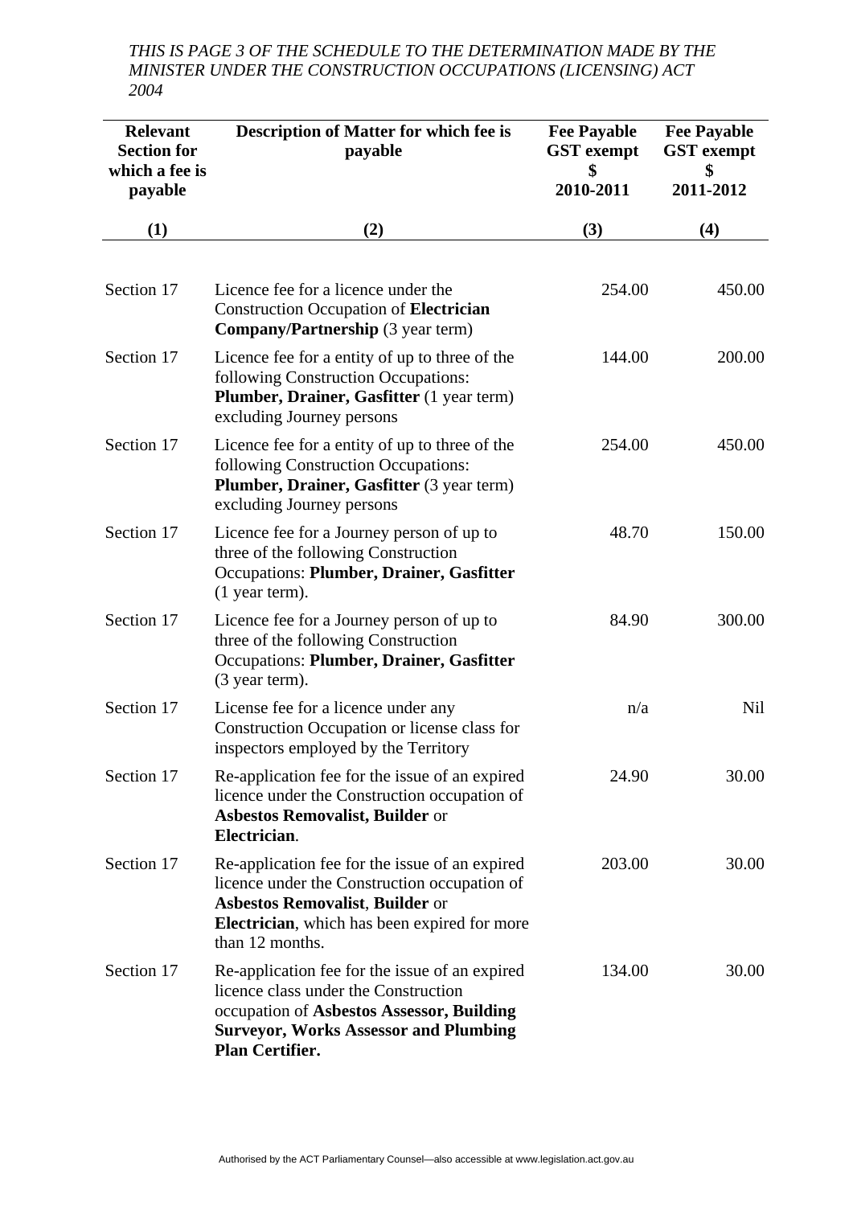*THIS IS PAGE 3 OF THE SCHEDULE TO THE DETERMINATION MADE BY THE MINISTER UNDER THE CONSTRUCTION OCCUPATIONS (LICENSING) ACT 2004*

| Relevant Section for which a fee is payable | Description of Matter for which fee is payable | Fee Payable GST exempt $ 2010-2011 | Fee Payable GST exempt $ 2011-2012 |
|---|---|---|---|
| (1) | (2) | (3) | (4) |
| Section 17 | Licence fee for a licence under the Construction Occupation of **Electrician Company/Partnership** (3 year term) | 254.00 | 450.00 |
| Section 17 | Licence fee for a entity of up to three of the following Construction Occupations: **Plumber, Drainer, Gasfitter** (1 year term) excluding Journey persons | 144.00 | 200.00 |
| Section 17 | Licence fee for a entity of up to three of the following Construction Occupations: **Plumber, Drainer, Gasfitter** (3 year term) excluding Journey persons | 254.00 | 450.00 |
| Section 17 | Licence fee for a Journey person of up to three of the following Construction Occupations: **Plumber, Drainer, Gasfitter** (1 year term). | 48.70 | 150.00 |
| Section 17 | Licence fee for a Journey person of up to three of the following Construction Occupations: **Plumber, Drainer, Gasfitter** (3 year term). | 84.90 | 300.00 |
| Section 17 | License fee for a licence under any Construction Occupation or license class for inspectors employed by the Territory | n/a | Nil |
| Section 17 | Re-application fee for the issue of an expired licence under the Construction occupation of **Asbestos Removalist, Builder** or **Electrician**. | 24.90 | 30.00 |
| Section 17 | Re-application fee for the issue of an expired licence under the Construction occupation of **Asbestos Removalist**, **Builder** or **Electrician**, which has been expired for more than 12 months. | 203.00 | 30.00 |
| Section 17 | Re-application fee for the issue of an expired licence class under the Construction occupation of **Asbestos Assessor, Building Surveyor, Works Assessor and Plumbing Plan Certifier.** | 134.00 | 30.00 |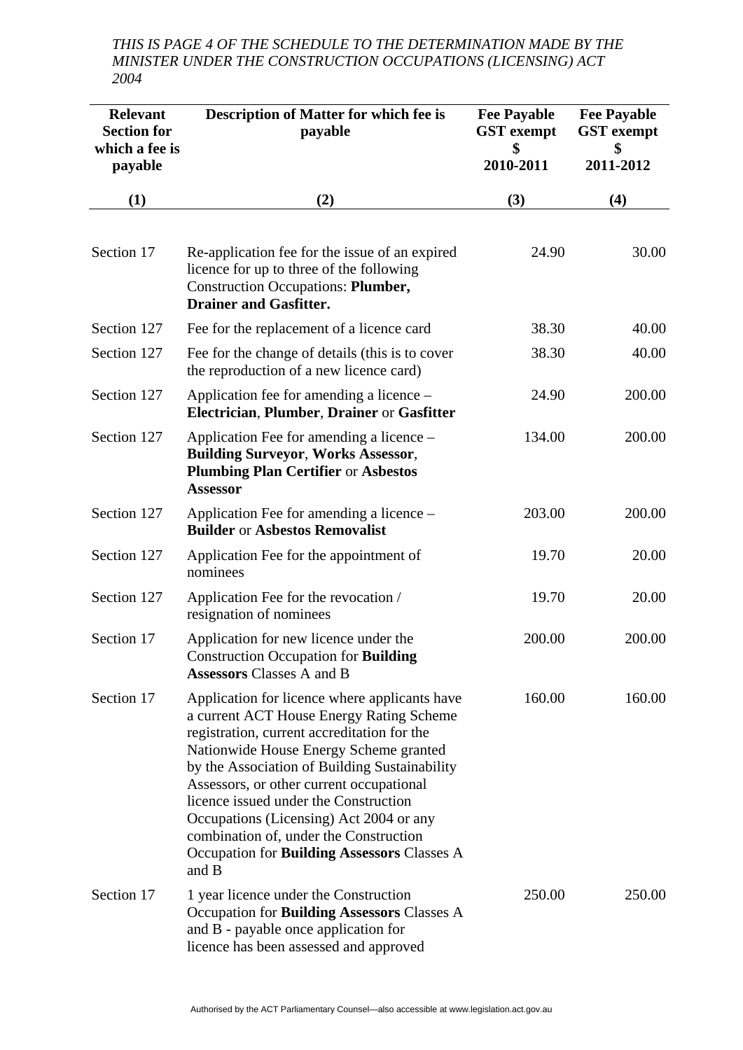*THIS IS PAGE 4 OF THE SCHEDULE TO THE DETERMINATION MADE BY THE MINISTER UNDER THE CONSTRUCTION OCCUPATIONS (LICENSING) ACT 2004*

| **Relevant Section for which a fee is payable** | **Description of Matter for which fee is payable** | **Fee Payable GST exempt $ 2010-2011** | **Fee Payable GST exempt $ 2011-2012** |
|---|---|---|---|
| **(1)** | **(2)** | **(3)** | **(4)** |
| Section 17 | Re-application fee for the issue of an expired licence for up to three of the following Construction Occupations: **Plumber, Drainer and Gasfitter.** | 24.90 | 30.00 |
| Section 127 | Fee for the replacement of a licence card | 38.30 | 40.00 |
| Section 127 | Fee for the change of details (this is to cover the reproduction of a new licence card) | 38.30 | 40.00 |
| Section 127 | Application fee for amending a licence – **Electrician**, **Plumber**, **Drainer** or **Gasfitter** | 24.90 | 200.00 |
| Section 127 | Application Fee for amending a licence – **Building Surveyor**, **Works Assessor**, **Plumbing Plan Certifier** or **Asbestos Assessor** | 134.00 | 200.00 |
| Section 127 | Application Fee for amending a licence – **Builder** or **Asbestos Removalist** | 203.00 | 200.00 |
| Section 127 | Application Fee for the appointment of nominees | 19.70 | 20.00 |
| Section 127 | Application Fee for the revocation / resignation of nominees | 19.70 | 20.00 |
| Section 17 | Application for new licence under the Construction Occupation for **Building Assessors** Classes A and B | 200.00 | 200.00 |
| Section 17 | Application for licence where applicants have a current ACT House Energy Rating Scheme registration, current accreditation for the Nationwide House Energy Scheme granted by the Association of Building Sustainability Assessors, or other current occupational licence issued under the Construction Occupations (Licensing) Act 2004 or any combination of, under the Construction Occupation for **Building Assessors** Classes A and B | 160.00 | 160.00 |
| Section 17 | 1 year licence under the Construction Occupation for **Building Assessors** Classes A and B - payable once application for licence has been assessed and approved | 250.00 | 250.00 |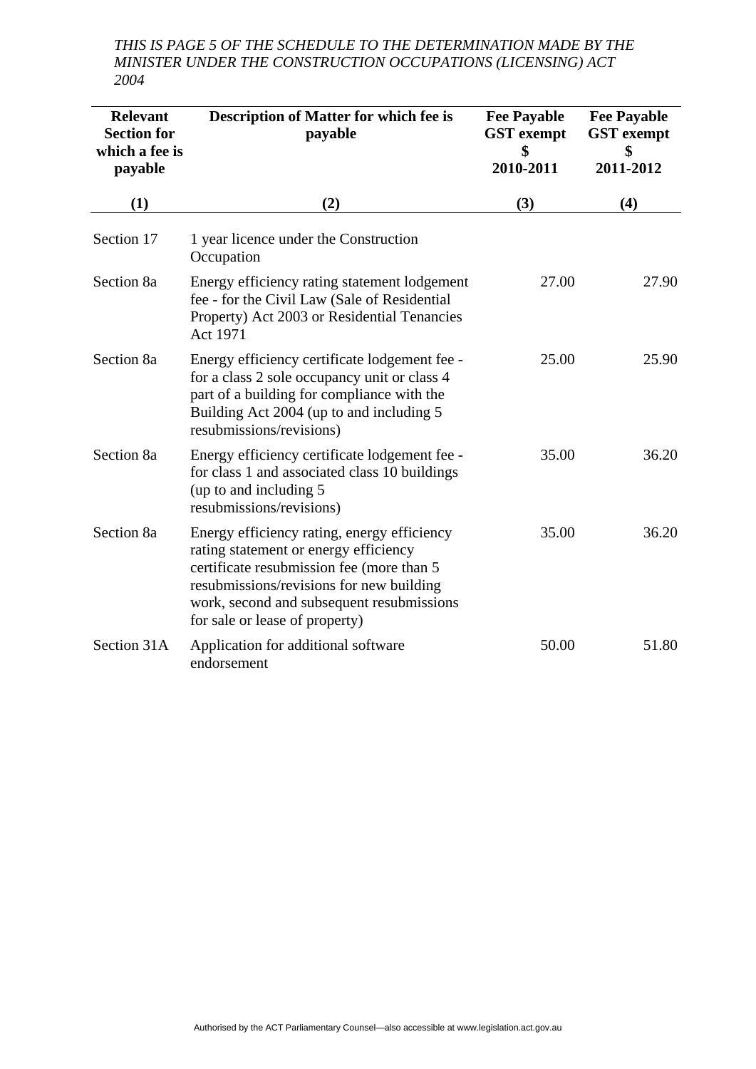*THIS IS PAGE 5 OF THE SCHEDULE TO THE DETERMINATION MADE BY THE MINISTER UNDER THE CONSTRUCTION OCCUPATIONS (LICENSING) ACT 2004*

| Relevant Section for which a fee is payable | Description of Matter for which fee is payable | Fee Payable GST exempt $ 2010-2011 | Fee Payable GST exempt $ 2011-2012 |
|---|---|---|---|
| (1) | (2) | (3) | (4) |
| Section 17 | 1 year licence under the Construction Occupation | | |
| Section 8a | Energy efficiency rating statement lodgement fee - for the Civil Law (Sale of Residential Property) Act 2003 or Residential Tenancies Act 1971 | 27.00 | 27.90 |
| Section 8a | Energy efficiency certificate lodgement fee - for a class 2 sole occupancy unit or class 4 part of a building for compliance with the Building Act 2004 (up to and including 5 resubmissions/revisions) | 25.00 | 25.90 |
| Section 8a | Energy efficiency certificate lodgement fee - for class 1 and associated class 10 buildings (up to and including 5 resubmissions/revisions) | 35.00 | 36.20 |
| Section 8a | Energy efficiency rating, energy efficiency rating statement or energy efficiency certificate resubmission fee (more than 5 resubmissions/revisions for new building work, second and subsequent resubmissions for sale or lease of property) | 35.00 | 36.20 |
| Section 31A | Application for additional software endorsement | 50.00 | 51.80 |